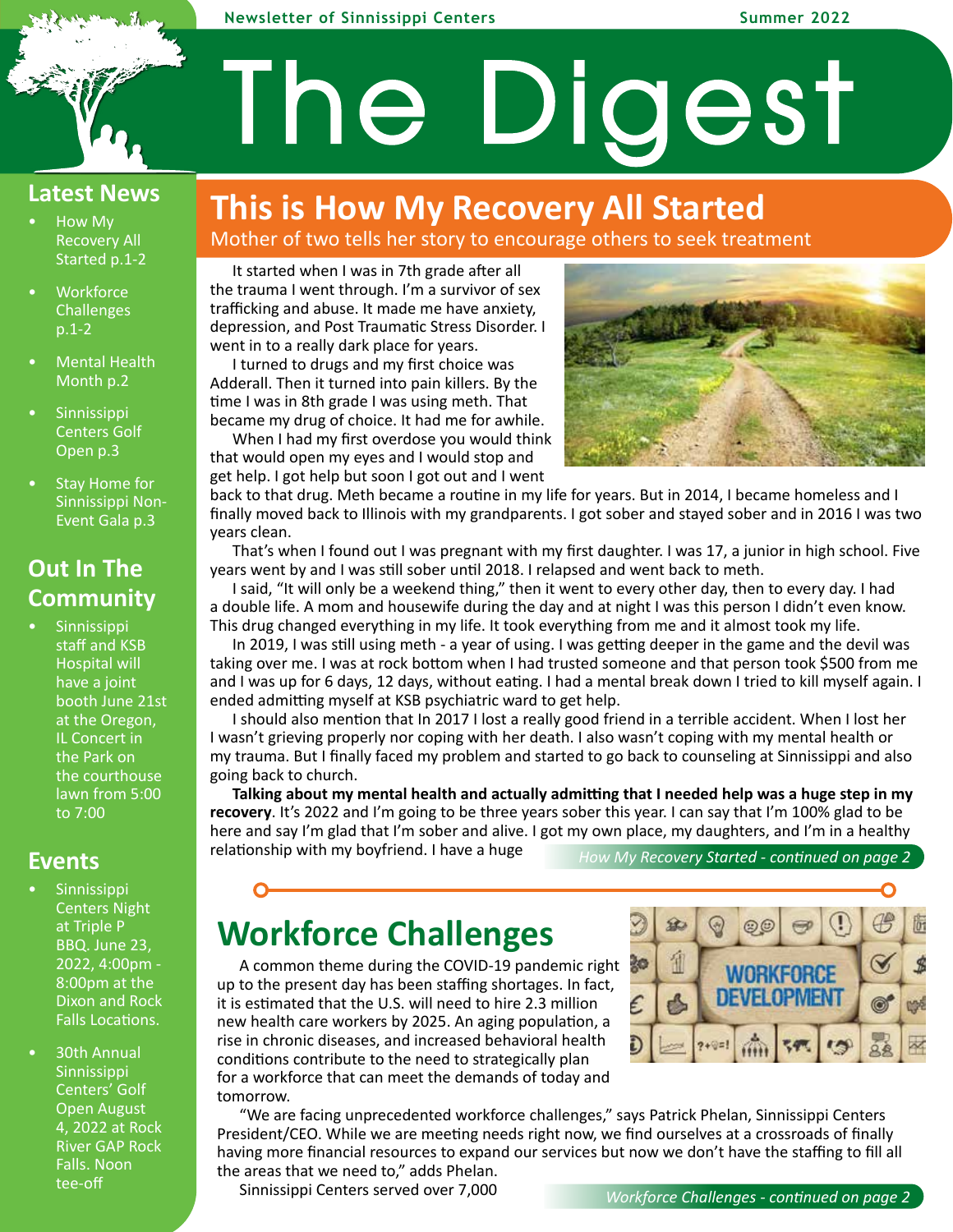Newsletter of Sinnissippi Centers — Summer 2022

# The Digest

## Latest News

- How My Recovery All Started p.1-2
- Workforce Challenges p.1-2
- Mental Health Month p.2
- Sinnissippi Centers Golf Open p.3
- Stay Home for Sinnissippi Non-Event Gala p.3

## Out In The Community

- Sinnissippi staff and KSB Hospital will have a joint booth June 21st at the Oregon, IL Concert in the Park on the courthouse lawn from 5:00 to 7:00

## Events

- Sinnissippi Centers Night at Triple P BBQ. June 23, 2022, 4:00pm - 8:00pm at the Dixon and Rock Falls Locations.
- 30th Annual Sinnissippi Centers' Golf Open August 4, 2022 at Rock River GAP Rock Falls. Noon tee-off

# This is How My Recovery All Started

Mother of two tells her story to encourage others to seek treatment

It started when I was in 7th grade after all the trauma I went through. I'm a survivor of sex trafficking and abuse. It made me have anxiety, depression, and Post Traumatic Stress Disorder. I went in to a really dark place for years.

I turned to drugs and my first choice was Adderall. Then it turned into pain killers. By the time I was in 8th grade I was using meth. That became my drug of choice. It had me for awhile.

When I had my first overdose you would think that would open my eyes and I would stop and get help. I got help but soon I got out and I went back to that drug. Meth became a routine in my life for years. But in 2014, I became homeless and I finally moved back to Illinois with my grandparents. I got sober and stayed sober and in 2016 I was two years clean.

That's when I found out I was pregnant with my first daughter. I was 17, a junior in high school. Five years went by and I was still sober until 2018. I relapsed and went back to meth.

I said, "It will only be a weekend thing," then it went to every other day, then to every day. I had a double life. A mom and housewife during the day and at night I was this person I didn't even know. This drug changed everything in my life. It took everything from me and it almost took my life.

In 2019, I was still using meth - a year of using. I was getting deeper in the game and the devil was taking over me. I was at rock bottom when I had trusted someone and that person took $500 from me and I was up for 6 days, 12 days, without eating. I had a mental break down I tried to kill myself again. I ended admitting myself at KSB psychiatric ward to get help.

I should also mention that In 2017 I lost a really good friend in a terrible accident. When I lost her I wasn't grieving properly nor coping with her death. I also wasn't coping with my mental health or my trauma. But I finally faced my problem and started to go back to counseling at Sinnissippi and also going back to church.

**Talking about my mental health and actually admitting that I needed help was a huge step in my recovery**. It's 2022 and I'm going to be three years sober this year. I can say that I'm 100% glad to be here and say I'm glad that I'm sober and alive. I got my own place, my daughters, and I'm in a healthy relationship with my boyfriend. I have a huge

*How My Recovery Started - continued on page 2*

# Workforce Challenges

A common theme during the COVID-19 pandemic right up to the present day has been staffing shortages. In fact, it is estimated that the U.S. will need to hire 2.3 million new health care workers by 2025. An aging population, a rise in chronic diseases, and increased behavioral health conditions contribute to the need to strategically plan for a workforce that can meet the demands of today and tomorrow.

"We are facing unprecedented workforce challenges," says Patrick Phelan, Sinnissippi Centers President/CEO. While we are meeting needs right now, we find ourselves at a crossroads of finally having more financial resources to expand our services but now we don't have the staffing to fill all the areas that we need to," adds Phelan.

Sinnissippi Centers served over 7,000

*Workforce Challenges - continued on page 2*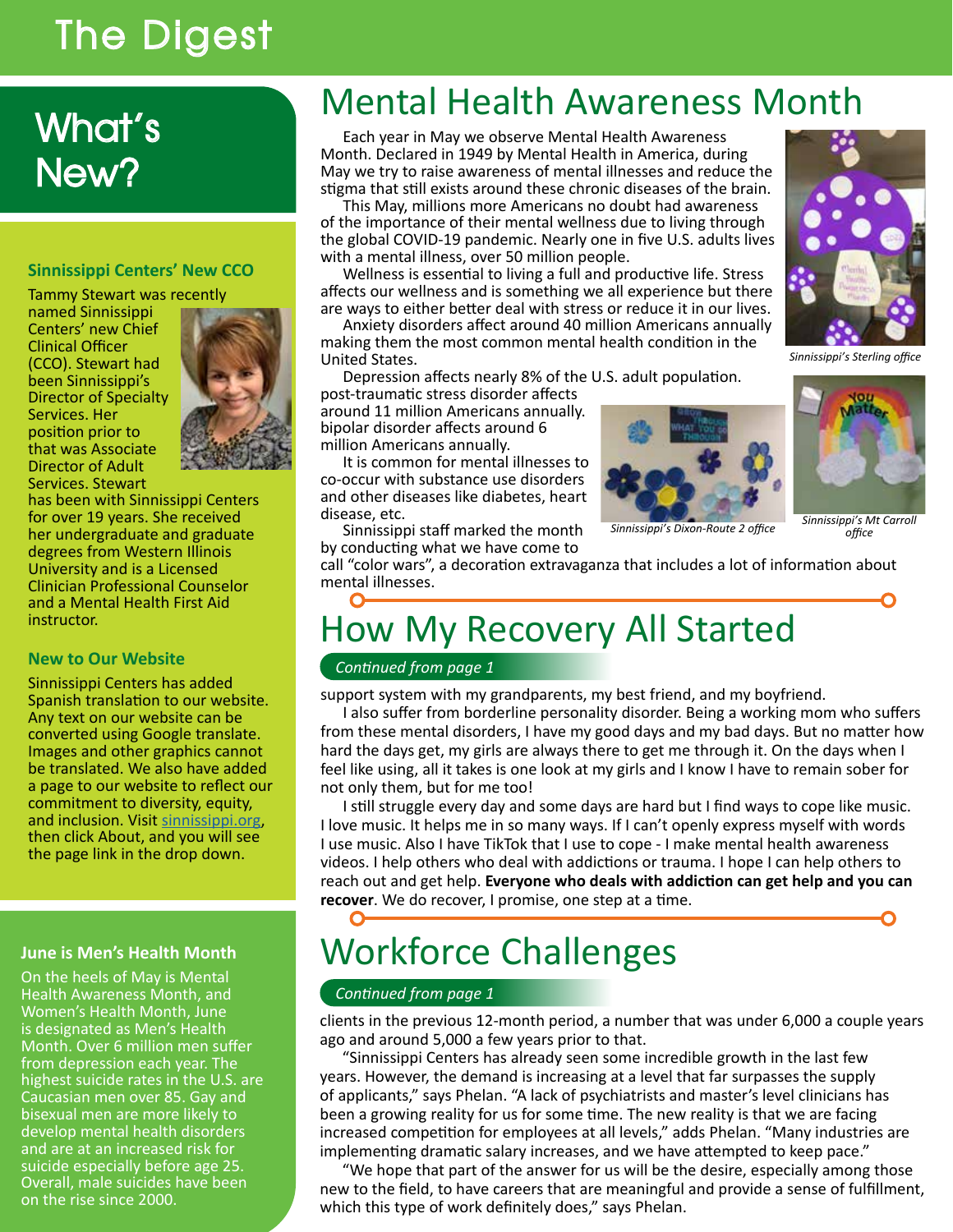# What's New?

### Sinnissippi Centers' New CCO

Tammy Stewart was recently named Sinnissippi Centers' new Chief Clinical Officer (CCO). Stewart had been Sinnissippi's Director of Specialty Services. Her position prior to that was Associate Director of Adult Services. Stewart has been with Sinnissippi Centers for over 19 years. She received her undergraduate and graduate degrees from Western Illinois University and is a Licensed Clinician Professional Counselor and a Mental Health First Aid instructor.

### New to Our Website

Sinnissippi Centers has added Spanish translation to our website. Any text on our website can be converted using Google translate. Images and other graphics cannot be translated. We also have added a page to our website to reflect our commitment to diversity, equity, and inclusion. Visit sinnissippi.org, then click About, and you will see the page link in the drop down.

### June is Men's Health Month

On the heels of May is Mental Health Awareness Month, and Women's Health Month, June is designated as Men's Health Month. Over 6 million men suffer from depression each year. The highest suicide rates in the U.S. are Caucasian men over 85. Gay and bisexual men are more likely to develop mental health disorders and are at an increased risk for suicide especially before age 25. Overall, male suicides have been on the rise since 2000.

# Mental Health Awareness Month

Each year in May we observe Mental Health Awareness Month. Declared in 1949 by Mental Health in America, during May we try to raise awareness of mental illnesses and reduce the stigma that still exists around these chronic diseases of the brain.

This May, millions more Americans no doubt had awareness of the importance of their mental wellness due to living through the global COVID-19 pandemic. Nearly one in five U.S. adults lives with a mental illness, over 50 million people.

Wellness is essential to living a full and productive life. Stress affects our wellness and is something we all experience but there are ways to either better deal with stress or reduce it in our lives.

Anxiety disorders affect around 40 million Americans annually making them the most common mental health condition in the United States.

Depression affects nearly 8% of the U.S. adult population. post-traumatic stress disorder affects around 11 million Americans annually. bipolar disorder affects around 6 million Americans annually.

It is common for mental illnesses to co-occur with substance use disorders and other diseases like diabetes, heart disease, etc.

Sinnissippi staff marked the month by conducting what we have come to call "color wars", a decoration extravaganza that includes a lot of information about mental illnesses.

*Sinnissippi's Sterling office*

*Sinnissippi's Dixon-Route 2 office*

*Sinnissippi's Mt Carroll office*

# How My Recovery All Started

*Continued from page 1*

support system with my grandparents, my best friend, and my boyfriend.

I also suffer from borderline personality disorder. Being a working mom who suffers from these mental disorders, I have my good days and my bad days. But no matter how hard the days get, my girls are always there to get me through it. On the days when I feel like using, all it takes is one look at my girls and I know I have to remain sober for not only them, but for me too!

I still struggle every day and some days are hard but I find ways to cope like music. I love music. It helps me in so many ways. If I can't openly express myself with words I use music. Also I have TikTok that I use to cope - I make mental health awareness videos. I help others who deal with addictions or trauma. I hope I can help others to reach out and get help. **Everyone who deals with addiction can get help and you can recover**. We do recover, I promise, one step at a time.

# Workforce Challenges

*Continued from page 1*

clients in the previous 12-month period, a number that was under 6,000 a couple years ago and around 5,000 a few years prior to that.

"Sinnissippi Centers has already seen some incredible growth in the last few years. However, the demand is increasing at a level that far surpasses the supply of applicants," says Phelan. "A lack of psychiatrists and master's level clinicians has been a growing reality for us for some time. The new reality is that we are facing increased competition for employees at all levels," adds Phelan. "Many industries are implementing dramatic salary increases, and we have attempted to keep pace."

"We hope that part of the answer for us will be the desire, especially among those new to the field, to have careers that are meaningful and provide a sense of fulfillment, which this type of work definitely does," says Phelan.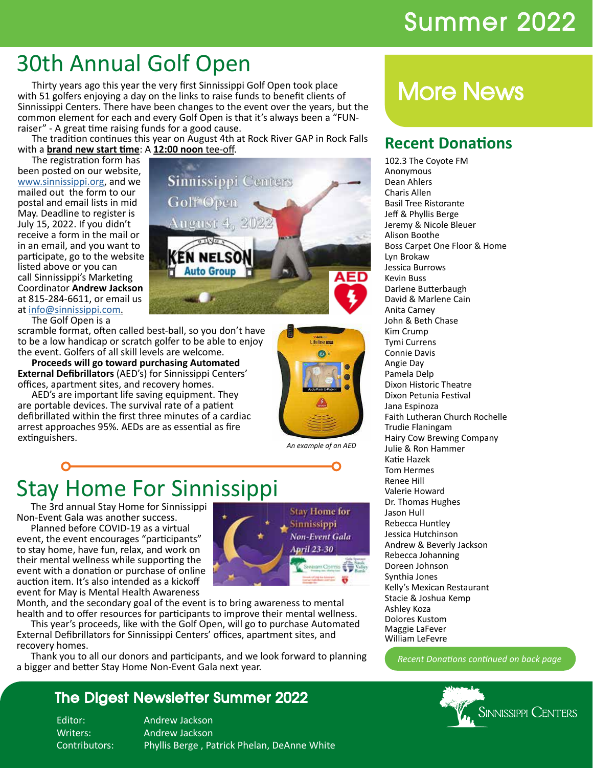# 30th Annual Golf Open

Thirty years ago this year the very first Sinnissippi Golf Open took place with 51 golfers enjoying a day on the links to raise funds to benefit clients of Sinnissippi Centers. There have been changes to the event over the years, but the common element for each and every Golf Open is that it's always been a "FUN-raiser" - A great time raising funds for a good cause.

The tradition continues this year on August 4th at Rock River GAP in Rock Falls with a **brand new start time**: A **12:00 noon** tee-off.

The registration form has been posted on our website, www.sinnissippi.org, and we mailed out the form to our postal and email lists in mid May. Deadline to register is July 15, 2022. If you didn't receive a form in the mail or in an email, and you want to participate, go to the website listed above or you can call Sinnissippi's Marketing Coordinator **Andrew Jackson** at 815-284-6611, or email us at info@sinnissippi.com.

The Golf Open is a scramble format, often called best-ball, so you don't have to be a low handicap or scratch golfer to be able to enjoy the event. Golfers of all skill levels are welcome.

**Proceeds will go toward purchasing Automated External Defibrillators** (AED's) for Sinnissippi Centers' offices, apartment sites, and recovery homes.

AED's are important life saving equipment. They are portable devices. The survival rate of a patient defibrillated within the first three minutes of a cardiac arrest approaches 95%. AEDs are as essential as fire extinguishers.

*An example of an AED*

# Stay Home For Sinnissippi

The 3rd annual Stay Home for Sinnissippi Non-Event Gala was another success.

Planned before COVID-19 as a virtual event, the event encourages "participants" to stay home, have fun, relax, and work on their mental wellness while supporting the event with a donation or purchase of online auction item. It's also intended as a kickoff event for May is Mental Health Awareness Month, and the secondary goal of the event is to bring awareness to mental health and to offer resources for participants to improve their mental wellness.

This year's proceeds, like with the Golf Open, will go to purchase Automated External Defibrillators for Sinnissippi Centers' offices, apartment sites, and recovery homes.

Thank you to all our donors and participants, and we look forward to planning a bigger and better Stay Home Non-Event Gala next year.

# More News

## Recent Donations

102.3 The Coyote FM
Anonymous
Dean Ahlers
Charis Allen
Basil Tree Ristorante
Jeff & Phyllis Berge
Jeremy & Nicole Bleuer
Alison Boothe
Boss Carpet One Floor & Home
Lyn Brokaw
Jessica Burrows
Kevin Buss
Darlene Butterbaugh
David & Marlene Cain
Anita Carney
John & Beth Chase
Kim Crump
Tymi Currens
Connie Davis
Angie Day
Pamela Delp
Dixon Historic Theatre
Dixon Petunia Festival
Jana Espinoza
Faith Lutheran Church Rochelle
Trudie Flaningam
Hairy Cow Brewing Company
Julie & Ron Hammer
Katie Hazek
Tom Hermes
Renee Hill
Valerie Howard
Dr. Thomas Hughes
Jason Hull
Rebecca Huntley
Jessica Hutchinson
Andrew & Beverly Jackson
Rebecca Johanning
Doreen Johnson
Synthia Jones
Kelly's Mexican Restaurant
Stacie & Joshua Kemp
Ashley Koza
Dolores Kustom
Maggie LaFever
William LeFevre

*Recent Donations continued on back page*

## The Digest Newsletter Summer 2022

Editor: Andrew Jackson
Writers: Andrew Jackson
Contributors: Phyllis Berge , Patrick Phelan, DeAnne White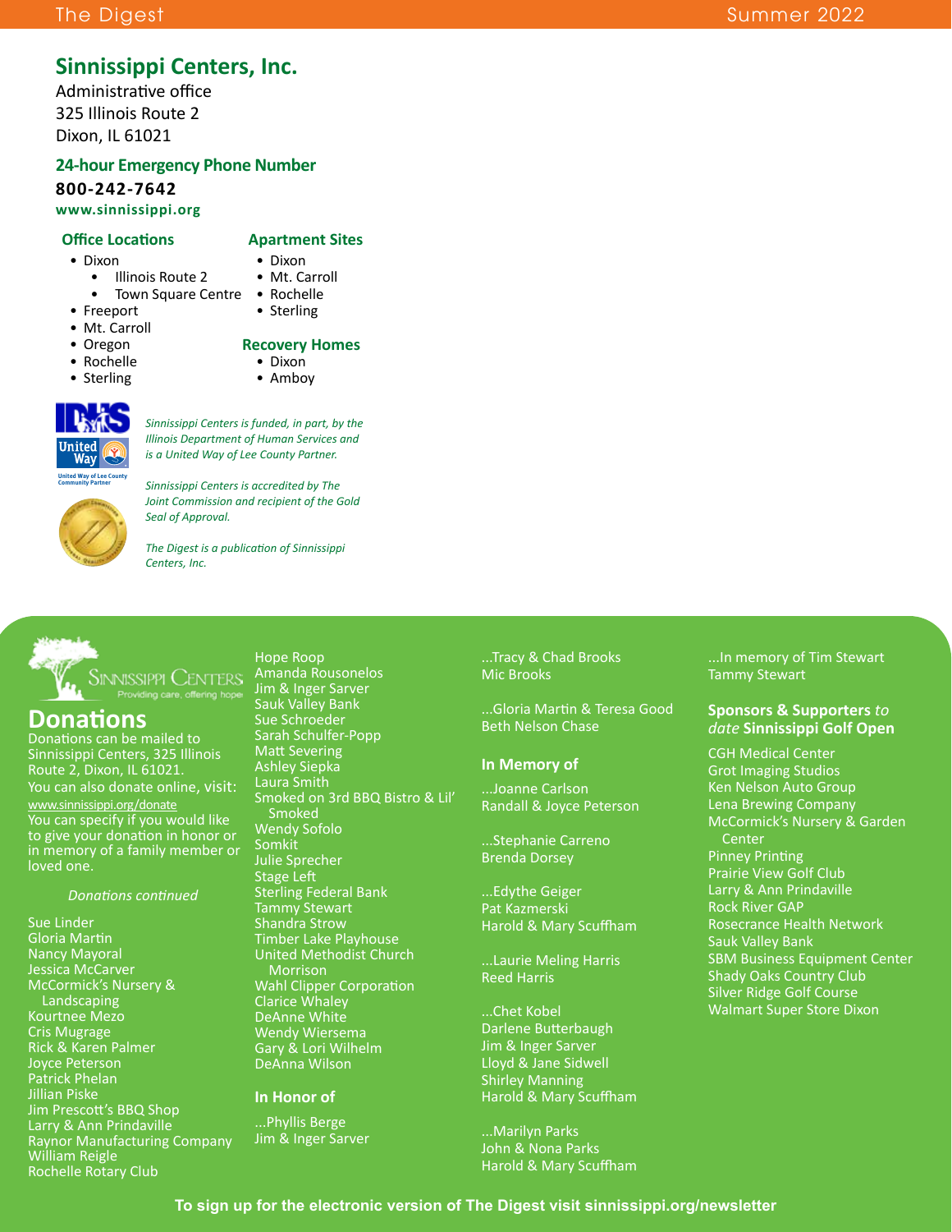## Sinnissippi Centers, Inc.

Administrative office
325 Illinois Route 2
Dixon, IL 61021

### 24-hour Emergency Phone Number

**800-242-7642**

**www.sinnissippi.org**

### Office Locations

- Dixon
  - Illinois Route 2
  - Town Square Centre
- Freeport
- Mt. Carroll
- Oregon
- Rochelle
- Sterling

### Apartment Sites

- Dixon
- Mt. Carroll
- Rochelle
- Sterling

### Recovery Homes

- Dixon
- Amboy

*Sinnissippi Centers is funded, in part, by the Illinois Department of Human Services and is a United Way of Lee County Partner.*

*Sinnissippi Centers is accredited by The Joint Commission and recipient of the Gold Seal of Approval.*

*The Digest is a publication of Sinnissippi Centers, Inc.*

Sinnissippi Centers
Providing care, offering hope

## Donations

Donations can be mailed to Sinnissippi Centers, 325 Illinois Route 2, Dixon, IL 61021.
You can also donate online, visit: www.sinnissippi.org/donate
You can specify if you would like to give your donation in honor or in memory of a family member or loved one.

*Donations continued*

Sue Linder
Gloria Martin
Nancy Mayoral
Jessica McCarver
McCormick's Nursery & Landscaping
Kourtnee Mezo
Cris Mugrage
Rick & Karen Palmer
Joyce Peterson
Patrick Phelan
Jillian Piske
Jim Prescott's BBQ Shop
Larry & Ann Prindaville
Raynor Manufacturing Company
William Reigle
Rochelle Rotary Club
Hope Roop
Amanda Rousonelos
Jim & Inger Sarver
Sauk Valley Bank
Sue Schroeder
Sarah Schulfer-Popp
Matt Severing
Ashley Siepka
Laura Smith
Smoked on 3rd BBQ Bistro & Lil' Smoked
Wendy Sofolo
Somkit
Julie Sprecher
Stage Left
Sterling Federal Bank
Tammy Stewart
Shandra Strow
Timber Lake Playhouse
United Methodist Church Morrison
Wahl Clipper Corporation
Clarice Whaley
DeAnne White
Wendy Wiersema
Gary & Lori Wilhelm
DeAnna Wilson

### In Honor of

...Phyllis Berge
Jim & Inger Sarver

...Tracy & Chad Brooks
Mic Brooks

...Gloria Martin & Teresa Good
Beth Nelson Chase

### In Memory of

...Joanne Carlson
Randall & Joyce Peterson

...Stephanie Carreno
Brenda Dorsey

...Edythe Geiger
Pat Kazmerski
Harold & Mary Scuffham

...Laurie Meling Harris
Reed Harris

...Chet Kobel
Darlene Butterbaugh
Jim & Inger Sarver
Lloyd & Jane Sidwell
Shirley Manning
Harold & Mary Scuffham

...Marilyn Parks
John & Nona Parks
Harold & Mary Scuffham

...In memory of Tim Stewart
Tammy Stewart

### Sponsors & Supporters *to date* Sinnissippi Golf Open

CGH Medical Center
Grot Imaging Studios
Ken Nelson Auto Group
Lena Brewing Company
McCormick's Nursery & Garden Center
Pinney Printing
Prairie View Golf Club
Larry & Ann Prindaville
Rock River GAP
Rosecrance Health Network
Sauk Valley Bank
SBM Business Equipment Center
Shady Oaks Country Club
Silver Ridge Golf Course
Walmart Super Store Dixon

**To sign up for the electronic version of The Digest visit sinnissippi.org/newsletter**